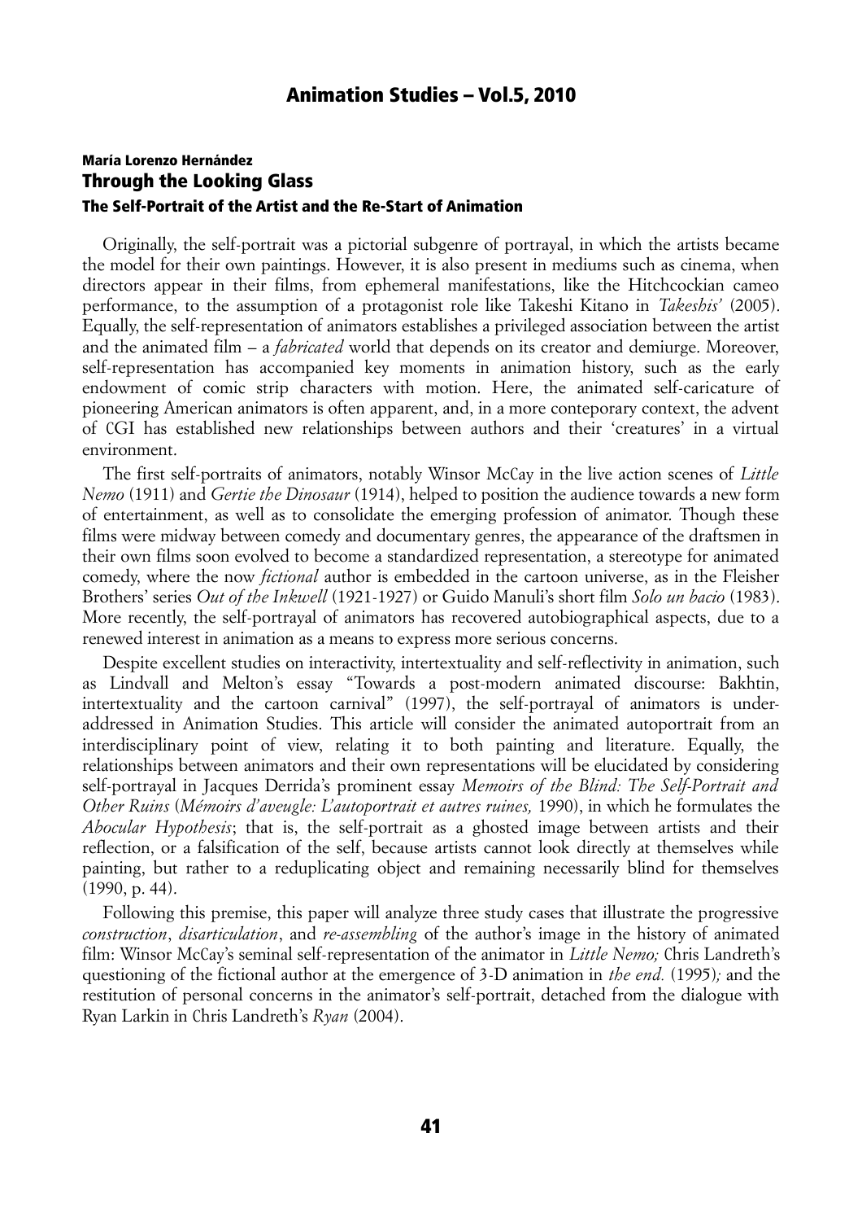**María Lorenzo Hernández**

# Through the Looking Glass

## The Self-Portrait of the Artist and the Re-Start of Animation

Originally, the self-portrait was a pictorial subgenre of portrayal, in which the artists became the model for their own paintings. However, it is also present in mediums such as cinema, when directors appear in their films, from ephemeral manifestations, like the Hitchcockian cameo performance, to the assumption of a protagonist role like Takeshi Kitano in *Takeshis'* (2005). Equally, the self-representation of animators establishes a privileged association between the artist and the animated film – a *fabricated* world that depends on its creator and demiurge. Moreover, self-representation has accompanied key moments in animation history, such as the early endowment of comic strip characters with motion. Here, the animated self-caricature of pioneering American animators is often apparent, and, in a more conteporary context, the advent of CGI has established new relationships between authors and their 'creatures' in a virtual environment.

The first self-portraits of animators, notably Winsor McCay in the live action scenes of *Little Nemo* (1911) and *Gertie the Dinosaur* (1914), helped to position the audience towards a new form of entertainment, as well as to consolidate the emerging profession of animator. Though these films were midway between comedy and documentary genres, the appearance of the draftsmen in their own films soon evolved to become a standardized representation, a stereotype for animated comedy, where the now *fictional* author is embedded in the cartoon universe, as in the Fleisher Brothers' series *Out of the Inkwell* (1921-1927) or Guido Manuli's short film *Solo un bacio* (1983). More recently, the self-portrayal of animators has recovered autobiographical aspects, due to a renewed interest in animation as a means to express more serious concerns.

Despite excellent studies on interactivity, intertextuality and self-reflectivity in animation, such as Lindvall and Melton's essay "Towards a post-modern animated discourse: Bakhtin, intertextuality and the cartoon carnival" (1997), the self-portrayal of animators is under-addressed in Animation Studies. This article will consider the animated autoportrait from an interdisciplinary point of view, relating it to both painting and literature. Equally, the relationships between animators and their own representations will be elucidated by considering self-portrayal in Jacques Derrida's prominent essay *Memoirs of the Blind: The Self-Portrait and Other Ruins* (*Mémoirs d'aveugle: L'autoportrait et autres ruines,* 1990), in which he formulates the *Abocular Hypothesis*; that is, the self-portrait as a ghosted image between artists and their reflection, or a falsification of the self, because artists cannot look directly at themselves while painting, but rather to a reduplicating object and remaining necessarily blind for themselves (1990, p. 44).

Following this premise, this paper will analyze three study cases that illustrate the progressive *construction*, *disarticulation*, and *re-assembling* of the author's image in the history of animated film: Winsor McCay's seminal self-representation of the animator in *Little Nemo;* Chris Landreth's questioning of the fictional author at the emergence of 3-D animation in *the end.* (1995)*;* and the restitution of personal concerns in the animator's self-portrait, detached from the dialogue with Ryan Larkin in Chris Landreth's *Ryan* (2004).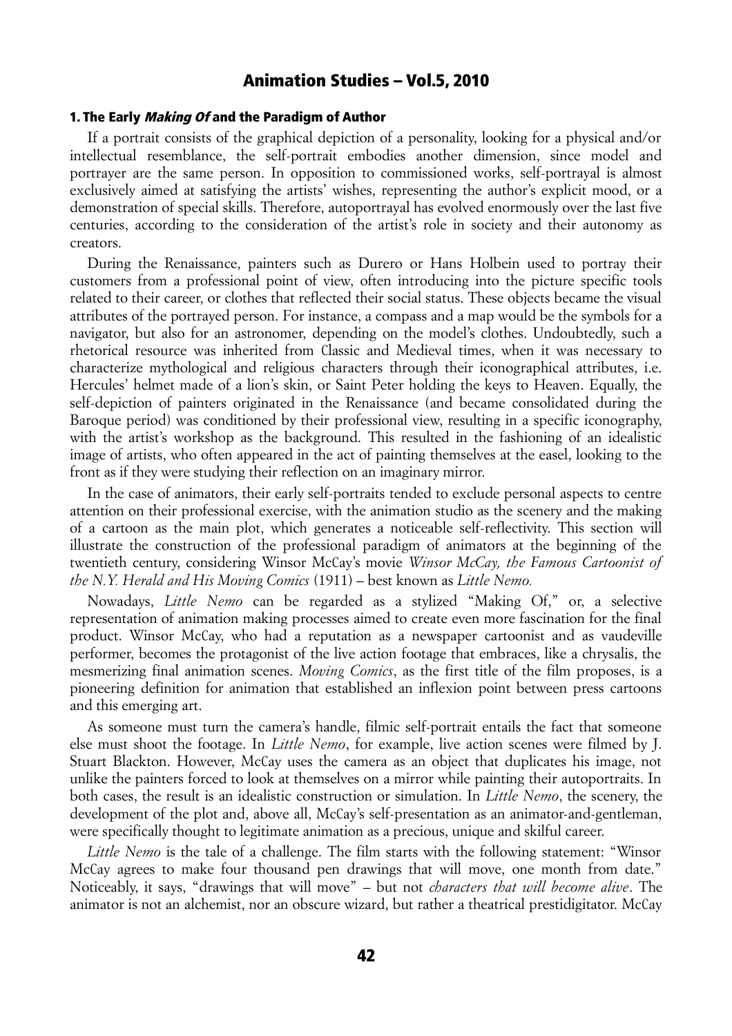## 1. The Early *Making Of* and the Paradigm of Author

If a portrait consists of the graphical depiction of a personality, looking for a physical and/or intellectual resemblance, the self-portrait embodies another dimension, since model and portrayer are the same person. In opposition to commissioned works, self-portrayal is almost exclusively aimed at satisfying the artists' wishes, representing the author's explicit mood, or a demonstration of special skills. Therefore, autoportrayal has evolved enormously over the last five centuries, according to the consideration of the artist's role in society and their autonomy as creators.

During the Renaissance, painters such as Durero or Hans Holbein used to portray their customers from a professional point of view, often introducing into the picture specific tools related to their career, or clothes that reflected their social status. These objects became the visual attributes of the portrayed person. For instance, a compass and a map would be the symbols for a navigator, but also for an astronomer, depending on the model's clothes. Undoubtedly, such a rhetorical resource was inherited from Classic and Medieval times, when it was necessary to characterize mythological and religious characters through their iconographical attributes, i.e. Hercules' helmet made of a lion's skin, or Saint Peter holding the keys to Heaven. Equally, the self-depiction of painters originated in the Renaissance (and became consolidated during the Baroque period) was conditioned by their professional view, resulting in a specific iconography, with the artist's workshop as the background. This resulted in the fashioning of an idealistic image of artists, who often appeared in the act of painting themselves at the easel, looking to the front as if they were studying their reflection on an imaginary mirror.

In the case of animators, their early self-portraits tended to exclude personal aspects to centre attention on their professional exercise, with the animation studio as the scenery and the making of a cartoon as the main plot, which generates a noticeable self-reflectivity. This section will illustrate the construction of the professional paradigm of animators at the beginning of the twentieth century, considering Winsor McCay's movie *Winsor McCay, the Famous Cartoonist of the N.Y. Herald and His Moving Comics* (1911) – best known as *Little Nemo.*

Nowadays, *Little Nemo* can be regarded as a stylized "Making Of," or, a selective representation of animation making processes aimed to create even more fascination for the final product. Winsor McCay, who had a reputation as a newspaper cartoonist and as vaudeville performer, becomes the protagonist of the live action footage that embraces, like a chrysalis, the mesmerizing final animation scenes. *Moving Comics*, as the first title of the film proposes, is a pioneering definition for animation that established an inflexion point between press cartoons and this emerging art.

As someone must turn the camera's handle, filmic self-portrait entails the fact that someone else must shoot the footage. In *Little Nemo*, for example, live action scenes were filmed by J. Stuart Blackton. However, McCay uses the camera as an object that duplicates his image, not unlike the painters forced to look at themselves on a mirror while painting their autoportraits. In both cases, the result is an idealistic construction or simulation. In *Little Nemo*, the scenery, the development of the plot and, above all, McCay's self-presentation as an animator-and-gentleman, were specifically thought to legitimate animation as a precious, unique and skilful career.

*Little Nemo* is the tale of a challenge. The film starts with the following statement: "Winsor McCay agrees to make four thousand pen drawings that will move, one month from date." Noticeably, it says, "drawings that will move" – but not *characters that will become alive*. The animator is not an alchemist, nor an obscure wizard, but rather a theatrical prestidigitator. McCay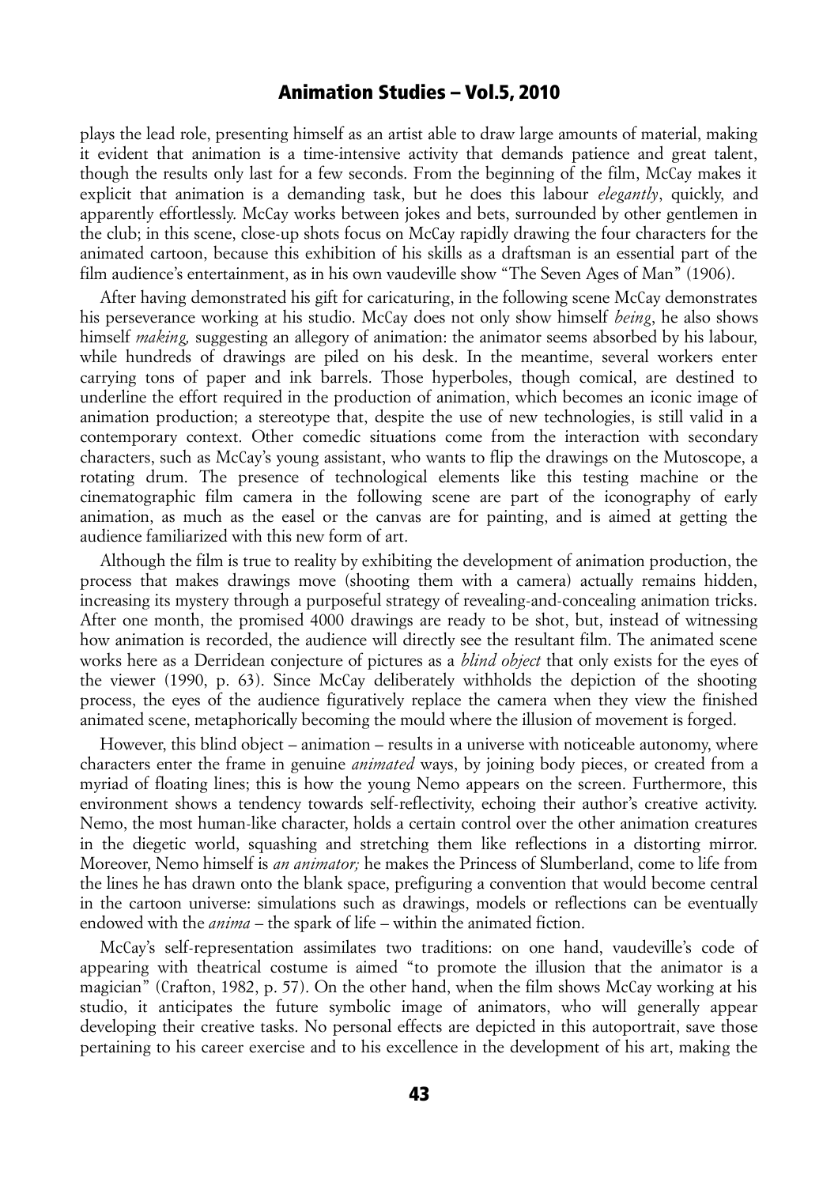plays the lead role, presenting himself as an artist able to draw large amounts of material, making it evident that animation is a time-intensive activity that demands patience and great talent, though the results only last for a few seconds. From the beginning of the film, McCay makes it explicit that animation is a demanding task, but he does this labour *elegantly*, quickly, and apparently effortlessly. McCay works between jokes and bets, surrounded by other gentlemen in the club; in this scene, close-up shots focus on McCay rapidly drawing the four characters for the animated cartoon, because this exhibition of his skills as a draftsman is an essential part of the film audience's entertainment, as in his own vaudeville show "The Seven Ages of Man" (1906).

After having demonstrated his gift for caricaturing, in the following scene McCay demonstrates his perseverance working at his studio. McCay does not only show himself *being*, he also shows himself *making,* suggesting an allegory of animation: the animator seems absorbed by his labour, while hundreds of drawings are piled on his desk. In the meantime, several workers enter carrying tons of paper and ink barrels. Those hyperboles, though comical, are destined to underline the effort required in the production of animation, which becomes an iconic image of animation production; a stereotype that, despite the use of new technologies, is still valid in a contemporary context. Other comedic situations come from the interaction with secondary characters, such as McCay's young assistant, who wants to flip the drawings on the Mutoscope, a rotating drum. The presence of technological elements like this testing machine or the cinematographic film camera in the following scene are part of the iconography of early animation, as much as the easel or the canvas are for painting, and is aimed at getting the audience familiarized with this new form of art.

Although the film is true to reality by exhibiting the development of animation production, the process that makes drawings move (shooting them with a camera) actually remains hidden, increasing its mystery through a purposeful strategy of revealing-and-concealing animation tricks. After one month, the promised 4000 drawings are ready to be shot, but, instead of witnessing how animation is recorded, the audience will directly see the resultant film. The animated scene works here as a Derridean conjecture of pictures as a *blind object* that only exists for the eyes of the viewer (1990, p. 63). Since McCay deliberately withholds the depiction of the shooting process, the eyes of the audience figuratively replace the camera when they view the finished animated scene, metaphorically becoming the mould where the illusion of movement is forged.

However, this blind object – animation – results in a universe with noticeable autonomy, where characters enter the frame in genuine *animated* ways, by joining body pieces, or created from a myriad of floating lines; this is how the young Nemo appears on the screen. Furthermore, this environment shows a tendency towards self-reflectivity, echoing their author's creative activity. Nemo, the most human-like character, holds a certain control over the other animation creatures in the diegetic world, squashing and stretching them like reflections in a distorting mirror. Moreover, Nemo himself is *an animator;* he makes the Princess of Slumberland, come to life from the lines he has drawn onto the blank space, prefiguring a convention that would become central in the cartoon universe: simulations such as drawings, models or reflections can be eventually endowed with the *anima* – the spark of life – within the animated fiction.

McCay's self-representation assimilates two traditions: on one hand, vaudeville's code of appearing with theatrical costume is aimed "to promote the illusion that the animator is a magician" (Crafton, 1982, p. 57). On the other hand, when the film shows McCay working at his studio, it anticipates the future symbolic image of animators, who will generally appear developing their creative tasks. No personal effects are depicted in this autoportrait, save those pertaining to his career exercise and to his excellence in the development of his art, making the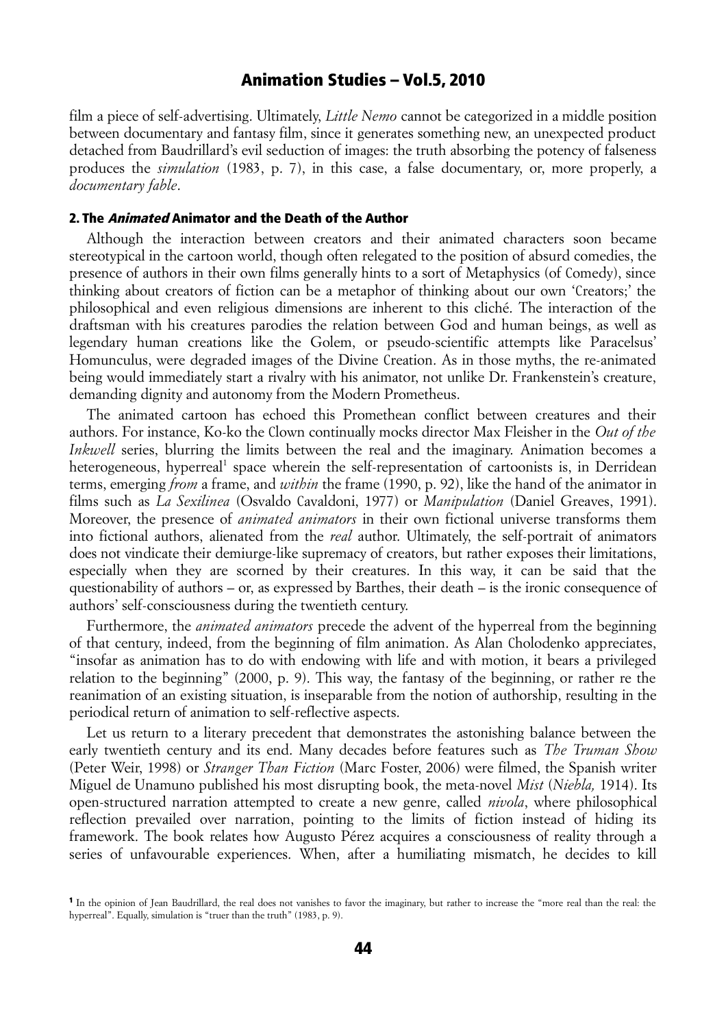film a piece of self-advertising. Ultimately, *Little Nemo* cannot be categorized in a middle position between documentary and fantasy film, since it generates something new, an unexpected product detached from Baudrillard's evil seduction of images: the truth absorbing the potency of falseness produces the *simulation* (1983, p. 7), in this case, a false documentary, or, more properly, a *documentary fable*.

## 2. The *Animated* Animator and the Death of the Author

Although the interaction between creators and their animated characters soon became stereotypical in the cartoon world, though often relegated to the position of absurd comedies, the presence of authors in their own films generally hints to a sort of Metaphysics (of Comedy), since thinking about creators of fiction can be a metaphor of thinking about our own 'Creators;' the philosophical and even religious dimensions are inherent to this cliché. The interaction of the draftsman with his creatures parodies the relation between God and human beings, as well as legendary human creations like the Golem, or pseudo-scientific attempts like Paracelsus' Homunculus, were degraded images of the Divine Creation. As in those myths, the re-animated being would immediately start a rivalry with his animator, not unlike Dr. Frankenstein's creature, demanding dignity and autonomy from the Modern Prometheus.

The animated cartoon has echoed this Promethean conflict between creatures and their authors. For instance, Ko-ko the Clown continually mocks director Max Fleisher in the *Out of the Inkwell* series, blurring the limits between the real and the imaginary. Animation becomes a heterogeneous, hyperreal[1] space wherein the self-representation of cartoonists is, in Derridean terms, emerging *from* a frame, and *within* the frame (1990, p. 92), like the hand of the animator in films such as *La Sexilinea* (Osvaldo Cavaldoni, 1977) or *Manipulation* (Daniel Greaves, 1991). Moreover, the presence of *animated animators* in their own fictional universe transforms them into fictional authors, alienated from the *real* author. Ultimately, the self-portrait of animators does not vindicate their demiurge-like supremacy of creators, but rather exposes their limitations, especially when they are scorned by their creatures. In this way, it can be said that the questionability of authors – or, as expressed by Barthes, their death – is the ironic consequence of authors' self-consciousness during the twentieth century.

Furthermore, the *animated animators* precede the advent of the hyperreal from the beginning of that century, indeed, from the beginning of film animation. As Alan Cholodenko appreciates, "insofar as animation has to do with endowing with life and with motion, it bears a privileged relation to the beginning" (2000, p. 9). This way, the fantasy of the beginning, or rather re the reanimation of an existing situation, is inseparable from the notion of authorship, resulting in the periodical return of animation to self-reflective aspects.

Let us return to a literary precedent that demonstrates the astonishing balance between the early twentieth century and its end. Many decades before features such as *The Truman Show* (Peter Weir, 1998) or *Stranger Than Fiction* (Marc Foster, 2006) were filmed, the Spanish writer Miguel de Unamuno published his most disrupting book, the meta-novel *Mist* (*Niebla,* 1914). Its open-structured narration attempted to create a new genre, called *nivola*, where philosophical reflection prevailed over narration, pointing to the limits of fiction instead of hiding its framework. The book relates how Augusto Pérez acquires a consciousness of reality through a series of unfavourable experiences. When, after a humiliating mismatch, he decides to kill

[1] In the opinion of Jean Baudrillard, the real does not vanishes to favor the imaginary, but rather to increase the "more real than the real: the hyperreal". Equally, simulation is "truer than the truth" (1983, p. 9).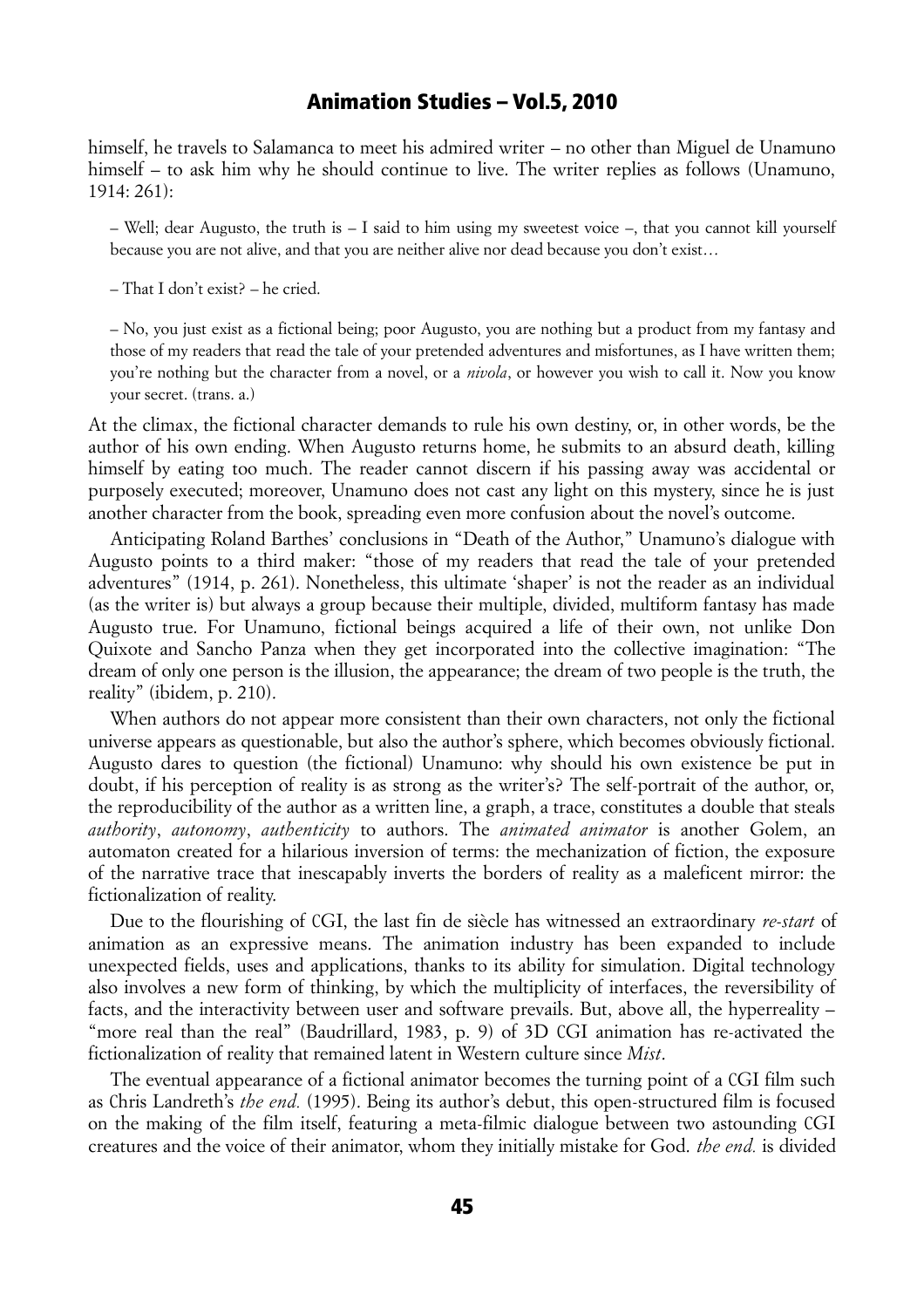himself, he travels to Salamanca to meet his admired writer – no other than Miguel de Unamuno himself – to ask him why he should continue to live. The writer replies as follows (Unamuno, 1914: 261):

> – Well; dear Augusto, the truth is – I said to him using my sweetest voice –, that you cannot kill yourself because you are not alive, and that you are neither alive nor dead because you don't exist…
>
> – That I don't exist? – he cried.
>
> – No, you just exist as a fictional being; poor Augusto, you are nothing but a product from my fantasy and those of my readers that read the tale of your pretended adventures and misfortunes, as I have written them; you're nothing but the character from a novel, or a *nivola*, or however you wish to call it. Now you know your secret. (trans. a.)

At the climax, the fictional character demands to rule his own destiny, or, in other words, be the author of his own ending. When Augusto returns home, he submits to an absurd death, killing himself by eating too much. The reader cannot discern if his passing away was accidental or purposely executed; moreover, Unamuno does not cast any light on this mystery, since he is just another character from the book, spreading even more confusion about the novel's outcome.

Anticipating Roland Barthes' conclusions in "Death of the Author," Unamuno's dialogue with Augusto points to a third maker: "those of my readers that read the tale of your pretended adventures" (1914, p. 261). Nonetheless, this ultimate 'shaper' is not the reader as an individual (as the writer is) but always a group because their multiple, divided, multiform fantasy has made Augusto true. For Unamuno, fictional beings acquired a life of their own, not unlike Don Quixote and Sancho Panza when they get incorporated into the collective imagination: "The dream of only one person is the illusion, the appearance; the dream of two people is the truth, the reality" (ibidem, p. 210).

When authors do not appear more consistent than their own characters, not only the fictional universe appears as questionable, but also the author's sphere, which becomes obviously fictional. Augusto dares to question (the fictional) Unamuno: why should his own existence be put in doubt, if his perception of reality is as strong as the writer's? The self-portrait of the author, or, the reproducibility of the author as a written line, a graph, a trace, constitutes a double that steals *authority*, *autonomy*, *authenticity* to authors. The *animated animator* is another Golem, an automaton created for a hilarious inversion of terms: the mechanization of fiction, the exposure of the narrative trace that inescapably inverts the borders of reality as a maleficent mirror: the fictionalization of reality.

Due to the flourishing of CGI, the last fin de siècle has witnessed an extraordinary *re-start* of animation as an expressive means. The animation industry has been expanded to include unexpected fields, uses and applications, thanks to its ability for simulation. Digital technology also involves a new form of thinking, by which the multiplicity of interfaces, the reversibility of facts, and the interactivity between user and software prevails. But, above all, the hyperreality – "more real than the real" (Baudrillard, 1983, p. 9) of 3D CGI animation has re-activated the fictionalization of reality that remained latent in Western culture since *Mist*.

The eventual appearance of a fictional animator becomes the turning point of a CGI film such as Chris Landreth's *the end.* (1995). Being its author's debut, this open-structured film is focused on the making of the film itself, featuring a meta-filmic dialogue between two astounding CGI creatures and the voice of their animator, whom they initially mistake for God. *the end.* is divided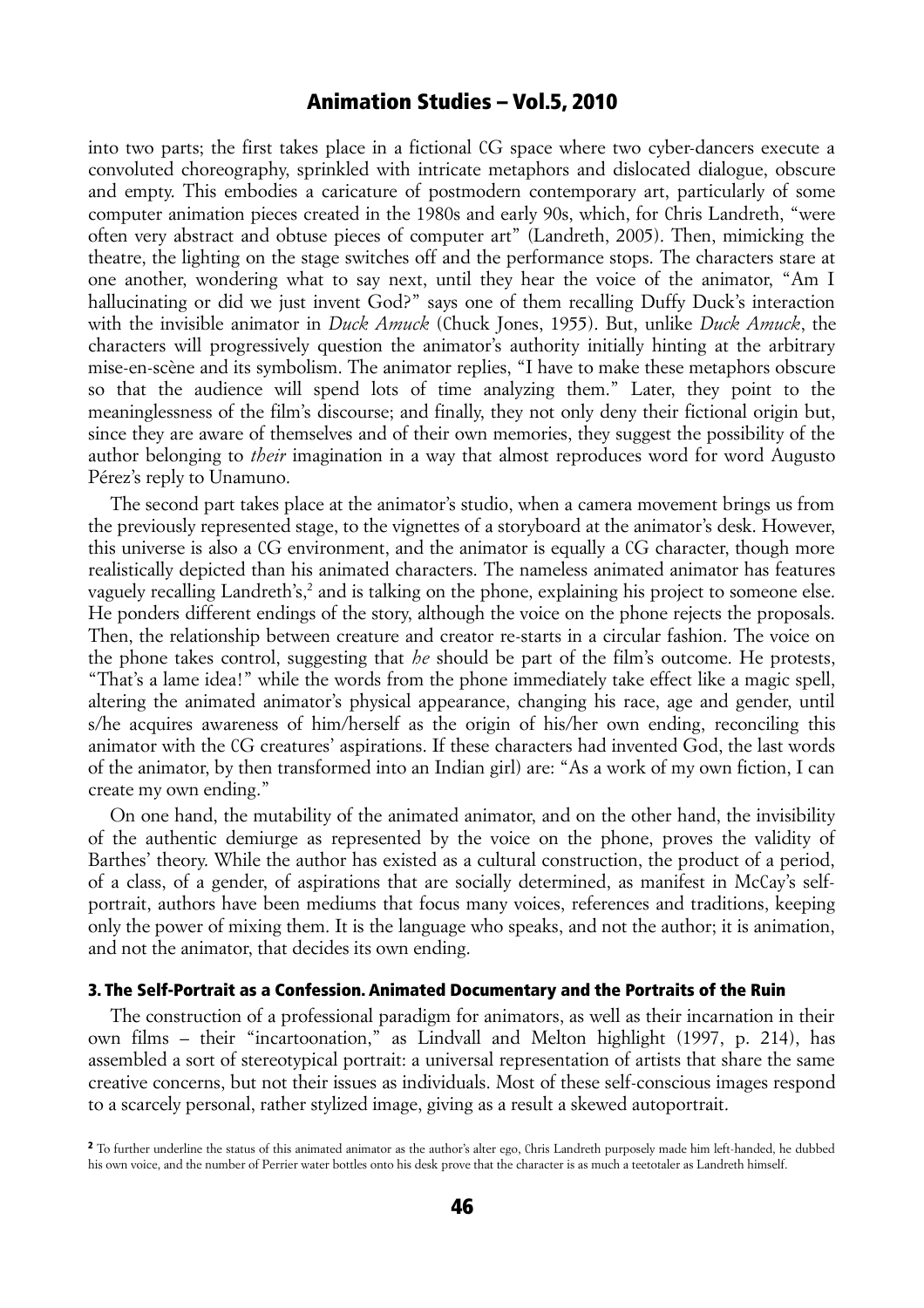into two parts; the first takes place in a fictional CG space where two cyber-dancers execute a convoluted choreography, sprinkled with intricate metaphors and dislocated dialogue, obscure and empty. This embodies a caricature of postmodern contemporary art, particularly of some computer animation pieces created in the 1980s and early 90s, which, for Chris Landreth, "were often very abstract and obtuse pieces of computer art" (Landreth, 2005). Then, mimicking the theatre, the lighting on the stage switches off and the performance stops. The characters stare at one another, wondering what to say next, until they hear the voice of the animator, "Am I hallucinating or did we just invent God?" says one of them recalling Duffy Duck's interaction with the invisible animator in *Duck Amuck* (Chuck Jones, 1955). But, unlike *Duck Amuck*, the characters will progressively question the animator's authority initially hinting at the arbitrary mise-en-scène and its symbolism. The animator replies, "I have to make these metaphors obscure so that the audience will spend lots of time analyzing them." Later, they point to the meaninglessness of the film's discourse; and finally, they not only deny their fictional origin but, since they are aware of themselves and of their own memories, they suggest the possibility of the author belonging to *their* imagination in a way that almost reproduces word for word Augusto Pérez's reply to Unamuno.

The second part takes place at the animator's studio, when a camera movement brings us from the previously represented stage, to the vignettes of a storyboard at the animator's desk. However, this universe is also a CG environment, and the animator is equally a CG character, though more realistically depicted than his animated characters. The nameless animated animator has features vaguely recalling Landreth's,[2] and is talking on the phone, explaining his project to someone else. He ponders different endings of the story, although the voice on the phone rejects the proposals. Then, the relationship between creature and creator re-starts in a circular fashion. The voice on the phone takes control, suggesting that *he* should be part of the film's outcome. He protests, "That's a lame idea!" while the words from the phone immediately take effect like a magic spell, altering the animated animator's physical appearance, changing his race, age and gender, until s/he acquires awareness of him/herself as the origin of his/her own ending, reconciling this animator with the CG creatures' aspirations. If these characters had invented God, the last words of the animator, by then transformed into an Indian girl) are: "As a work of my own fiction, I can create my own ending."

On one hand, the mutability of the animated animator, and on the other hand, the invisibility of the authentic demiurge as represented by the voice on the phone, proves the validity of Barthes' theory. While the author has existed as a cultural construction, the product of a period, of a class, of a gender, of aspirations that are socially determined, as manifest in McCay's self-portrait, authors have been mediums that focus many voices, references and traditions, keeping only the power of mixing them. It is the language who speaks, and not the author; it is animation, and not the animator, that decides its own ending.

### 3. The Self-Portrait as a Confession. Animated Documentary and the Portraits of the Ruin

The construction of a professional paradigm for animators, as well as their incarnation in their own films – their "incartoonation," as Lindvall and Melton highlight (1997, p. 214), has assembled a sort of stereotypical portrait: a universal representation of artists that share the same creative concerns, but not their issues as individuals. Most of these self-conscious images respond to a scarcely personal, rather stylized image, giving as a result a skewed autoportrait.

[2] To further underline the status of this animated animator as the author's alter ego, Chris Landreth purposely made him left-handed, he dubbed his own voice, and the number of Perrier water bottles onto his desk prove that the character is as much a teetotaler as Landreth himself.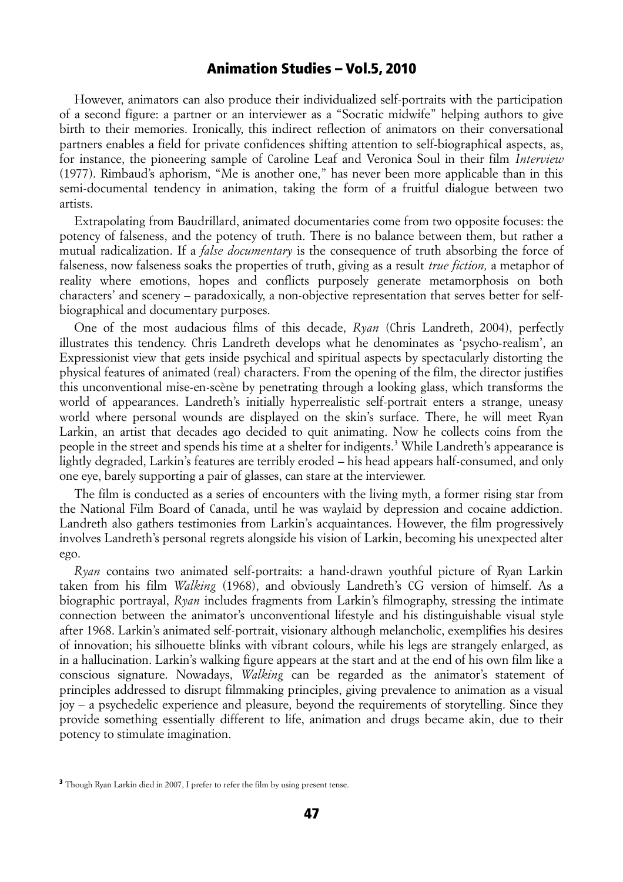However, animators can also produce their individualized self-portraits with the participation of a second figure: a partner or an interviewer as a "Socratic midwife" helping authors to give birth to their memories. Ironically, this indirect reflection of animators on their conversational partners enables a field for private confidences shifting attention to self-biographical aspects, as, for instance, the pioneering sample of Caroline Leaf and Veronica Soul in their film *Interview* (1977). Rimbaud's aphorism, "Me is another one," has never been more applicable than in this semi-documental tendency in animation, taking the form of a fruitful dialogue between two artists.

Extrapolating from Baudrillard, animated documentaries come from two opposite focuses: the potency of falseness, and the potency of truth. There is no balance between them, but rather a mutual radicalization. If a *false documentary* is the consequence of truth absorbing the force of falseness, now falseness soaks the properties of truth, giving as a result *true fiction,* a metaphor of reality where emotions, hopes and conflicts purposely generate metamorphosis on both characters' and scenery – paradoxically, a non-objective representation that serves better for self-biographical and documentary purposes.

One of the most audacious films of this decade, *Ryan* (Chris Landreth, 2004), perfectly illustrates this tendency. Chris Landreth develops what he denominates as 'psycho-realism', an Expressionist view that gets inside psychical and spiritual aspects by spectacularly distorting the physical features of animated (real) characters. From the opening of the film, the director justifies this unconventional mise-en-scène by penetrating through a looking glass, which transforms the world of appearances. Landreth's initially hyperrealistic self-portrait enters a strange, uneasy world where personal wounds are displayed on the skin's surface. There, he will meet Ryan Larkin, an artist that decades ago decided to quit animating. Now he collects coins from the people in the street and spends his time at a shelter for indigents.[3] While Landreth's appearance is lightly degraded, Larkin's features are terribly eroded – his head appears half-consumed, and only one eye, barely supporting a pair of glasses, can stare at the interviewer.

The film is conducted as a series of encounters with the living myth, a former rising star from the National Film Board of Canada, until he was waylaid by depression and cocaine addiction. Landreth also gathers testimonies from Larkin's acquaintances. However, the film progressively involves Landreth's personal regrets alongside his vision of Larkin, becoming his unexpected alter ego.

*Ryan* contains two animated self-portraits: a hand-drawn youthful picture of Ryan Larkin taken from his film *Walking* (1968), and obviously Landreth's CG version of himself. As a biographic portrayal, *Ryan* includes fragments from Larkin's filmography, stressing the intimate connection between the animator's unconventional lifestyle and his distinguishable visual style after 1968. Larkin's animated self-portrait, visionary although melancholic, exemplifies his desires of innovation; his silhouette blinks with vibrant colours, while his legs are strangely enlarged, as in a hallucination. Larkin's walking figure appears at the start and at the end of his own film like a conscious signature. Nowadays, *Walking* can be regarded as the animator's statement of principles addressed to disrupt filmmaking principles, giving prevalence to animation as a visual joy – a psychedelic experience and pleasure, beyond the requirements of storytelling. Since they provide something essentially different to life, animation and drugs became akin, due to their potency to stimulate imagination.

[3] Though Ryan Larkin died in 2007, I prefer to refer the film by using present tense.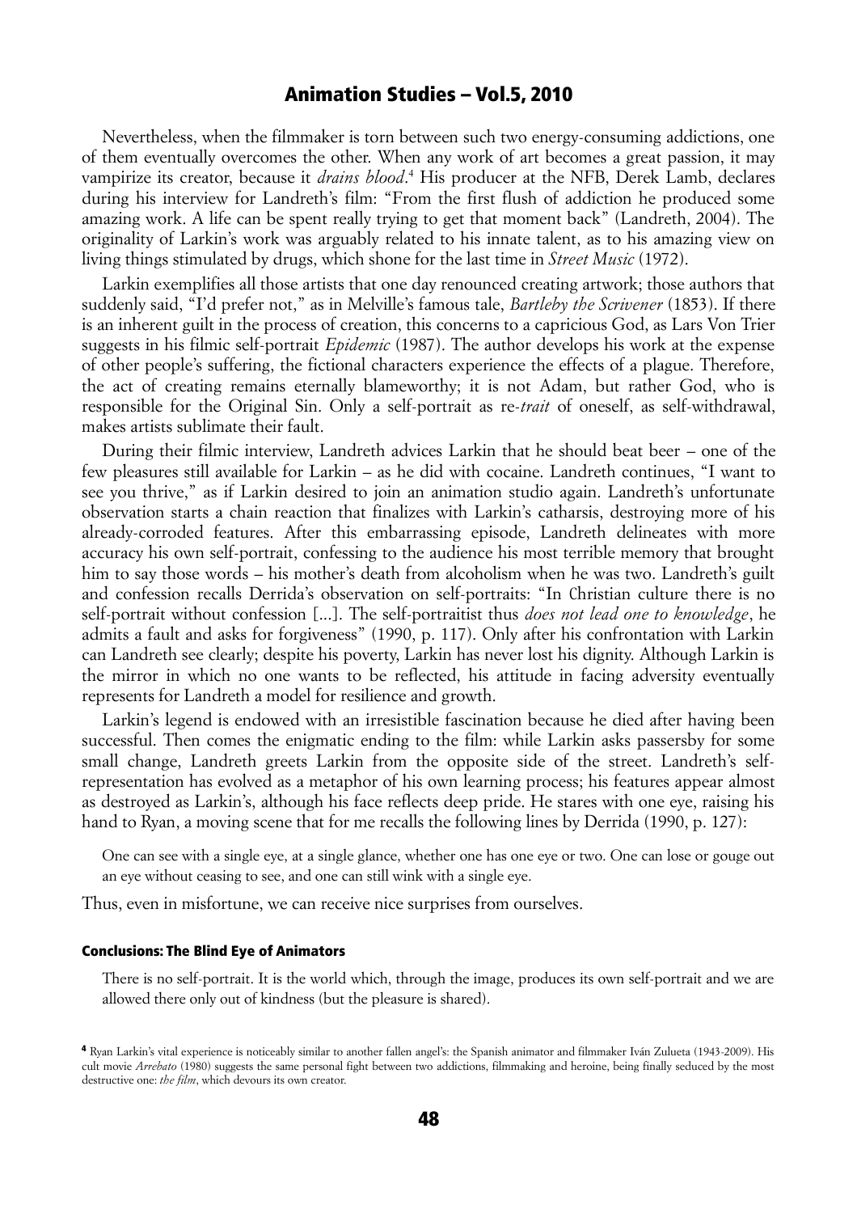Nevertheless, when the filmmaker is torn between such two energy-consuming addictions, one of them eventually overcomes the other. When any work of art becomes a great passion, it may vampirize its creator, because it *drains blood*.[4] His producer at the NFB, Derek Lamb, declares during his interview for Landreth's film: "From the first flush of addiction he produced some amazing work. A life can be spent really trying to get that moment back" (Landreth, 2004). The originality of Larkin's work was arguably related to his innate talent, as to his amazing view on living things stimulated by drugs, which shone for the last time in *Street Music* (1972).

Larkin exemplifies all those artists that one day renounced creating artwork; those authors that suddenly said, "I'd prefer not," as in Melville's famous tale, *Bartleby the Scrivener* (1853). If there is an inherent guilt in the process of creation, this concerns to a capricious God, as Lars Von Trier suggests in his filmic self-portrait *Epidemic* (1987). The author develops his work at the expense of other people's suffering, the fictional characters experience the effects of a plague. Therefore, the act of creating remains eternally blameworthy; it is not Adam, but rather God, who is responsible for the Original Sin. Only a self-portrait as re-*trait* of oneself, as self-withdrawal, makes artists sublimate their fault.

During their filmic interview, Landreth advices Larkin that he should beat beer – one of the few pleasures still available for Larkin – as he did with cocaine. Landreth continues, "I want to see you thrive," as if Larkin desired to join an animation studio again. Landreth's unfortunate observation starts a chain reaction that finalizes with Larkin's catharsis, destroying more of his already-corroded features. After this embarrassing episode, Landreth delineates with more accuracy his own self-portrait, confessing to the audience his most terrible memory that brought him to say those words – his mother's death from alcoholism when he was two. Landreth's guilt and confession recalls Derrida's observation on self-portraits: "In Christian culture there is no self-portrait without confession [...]. The self-portraitist thus *does not lead one to knowledge*, he admits a fault and asks for forgiveness" (1990, p. 117). Only after his confrontation with Larkin can Landreth see clearly; despite his poverty, Larkin has never lost his dignity. Although Larkin is the mirror in which no one wants to be reflected, his attitude in facing adversity eventually represents for Landreth a model for resilience and growth.

Larkin's legend is endowed with an irresistible fascination because he died after having been successful. Then comes the enigmatic ending to the film: while Larkin asks passersby for some small change, Landreth greets Larkin from the opposite side of the street. Landreth's self-representation has evolved as a metaphor of his own learning process; his features appear almost as destroyed as Larkin's, although his face reflects deep pride. He stares with one eye, raising his hand to Ryan, a moving scene that for me recalls the following lines by Derrida (1990, p. 127):

> One can see with a single eye, at a single glance, whether one has one eye or two. One can lose or gouge out an eye without ceasing to see, and one can still wink with a single eye.

Thus, even in misfortune, we can receive nice surprises from ourselves.

#### Conclusions: The Blind Eye of Animators

> There is no self-portrait. It is the world which, through the image, produces its own self-portrait and we are allowed there only out of kindness (but the pleasure is shared).

[4] Ryan Larkin's vital experience is noticeably similar to another fallen angel's: the Spanish animator and filmmaker Iván Zulueta (1943-2009). His cult movie *Arrebato* (1980) suggests the same personal fight between two addictions, filmmaking and heroine, being finally seduced by the most destructive one: *the film*, which devours its own creator.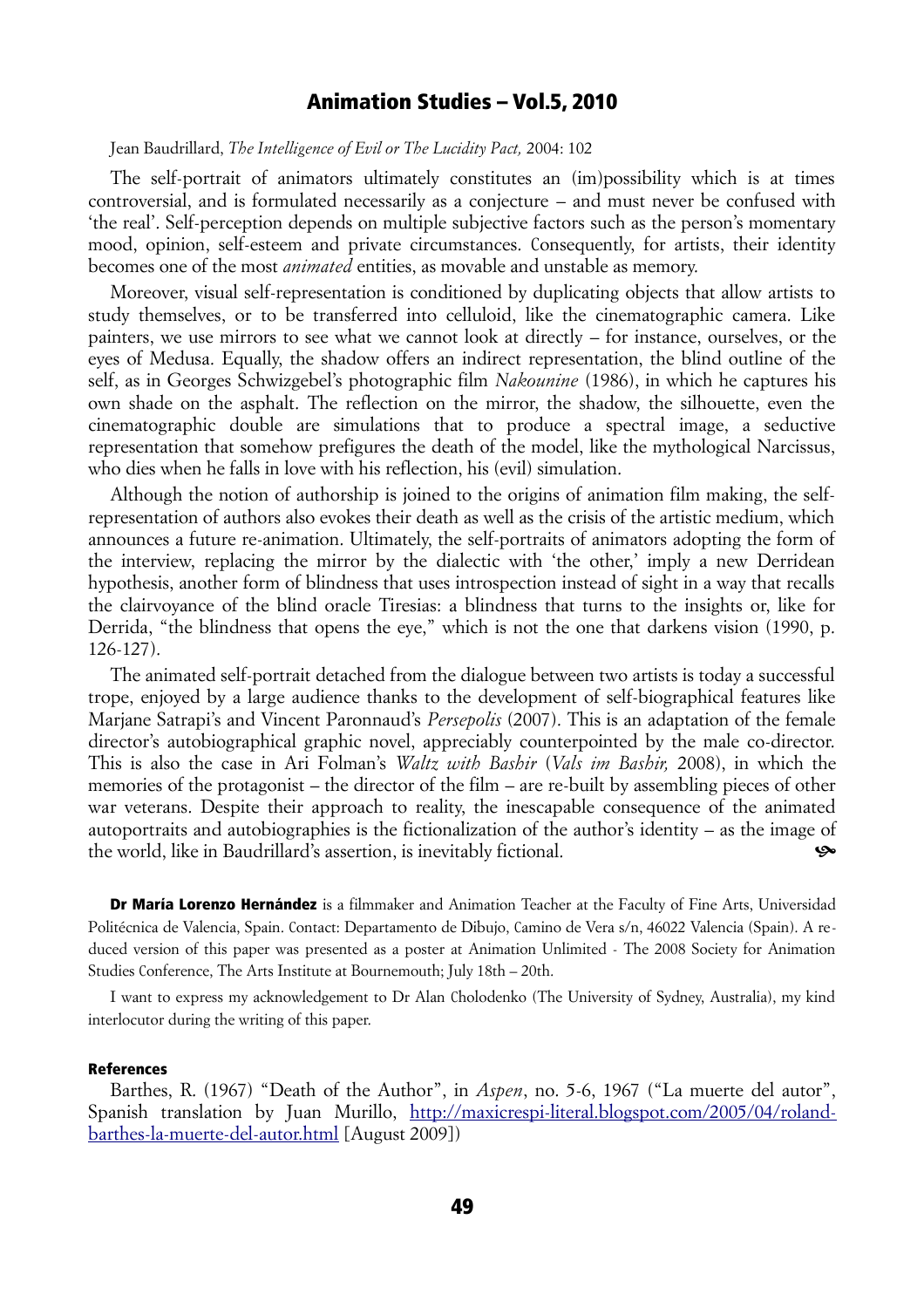Jean Baudrillard, *The Intelligence of Evil or The Lucidity Pact,* 2004: 102

The self-portrait of animators ultimately constitutes an (im)possibility which is at times controversial, and is formulated necessarily as a conjecture – and must never be confused with 'the real'. Self-perception depends on multiple subjective factors such as the person's momentary mood, opinion, self-esteem and private circumstances. Consequently, for artists, their identity becomes one of the most *animated* entities, as movable and unstable as memory.

Moreover, visual self-representation is conditioned by duplicating objects that allow artists to study themselves, or to be transferred into celluloid, like the cinematographic camera. Like painters, we use mirrors to see what we cannot look at directly – for instance, ourselves, or the eyes of Medusa. Equally, the shadow offers an indirect representation, the blind outline of the self, as in Georges Schwizgebel's photographic film *Nakounine* (1986), in which he captures his own shade on the asphalt. The reflection on the mirror, the shadow, the silhouette, even the cinematographic double are simulations that to produce a spectral image, a seductive representation that somehow prefigures the death of the model, like the mythological Narcissus, who dies when he falls in love with his reflection, his (evil) simulation.

Although the notion of authorship is joined to the origins of animation film making, the self-representation of authors also evokes their death as well as the crisis of the artistic medium, which announces a future re-animation. Ultimately, the self-portraits of animators adopting the form of the interview, replacing the mirror by the dialectic with 'the other,' imply a new Derridean hypothesis, another form of blindness that uses introspection instead of sight in a way that recalls the clairvoyance of the blind oracle Tiresias: a blindness that turns to the insights or, like for Derrida, "the blindness that opens the eye," which is not the one that darkens vision (1990, p. 126-127).

The animated self-portrait detached from the dialogue between two artists is today a successful trope, enjoyed by a large audience thanks to the development of self-biographical features like Marjane Satrapi's and Vincent Paronnaud's *Persepolis* (2007). This is an adaptation of the female director's autobiographical graphic novel, appreciably counterpointed by the male co-director. This is also the case in Ari Folman's *Waltz with Bashir* (*Vals im Bashir,* 2008), in which the memories of the protagonist – the director of the film – are re-built by assembling pieces of other war veterans. Despite their approach to reality, the inescapable consequence of the animated autoportraits and autobiographies is the fictionalization of the author's identity – as the image of the world, like in Baudrillard's assertion, is inevitably fictional.

**Dr María Lorenzo Hernández** is a filmmaker and Animation Teacher at the Faculty of Fine Arts, Universidad Politécnica de Valencia, Spain. Contact: Departamento de Dibujo, Camino de Vera s/n, 46022 Valencia (Spain). A reduced version of this paper was presented as a poster at Animation Unlimited - The 2008 Society for Animation Studies Conference, The Arts Institute at Bournemouth; July 18th – 20th.

I want to express my acknowledgement to Dr Alan Cholodenko (The University of Sydney, Australia), my kind interlocutor during the writing of this paper.

## References

Barthes, R. (1967) "Death of the Author", in *Aspen*, no. 5-6, 1967 ("La muerte del autor", Spanish translation by Juan Murillo, http://maxicrespi-literal.blogspot.com/2005/04/roland-barthes-la-muerte-del-autor.html [August 2009])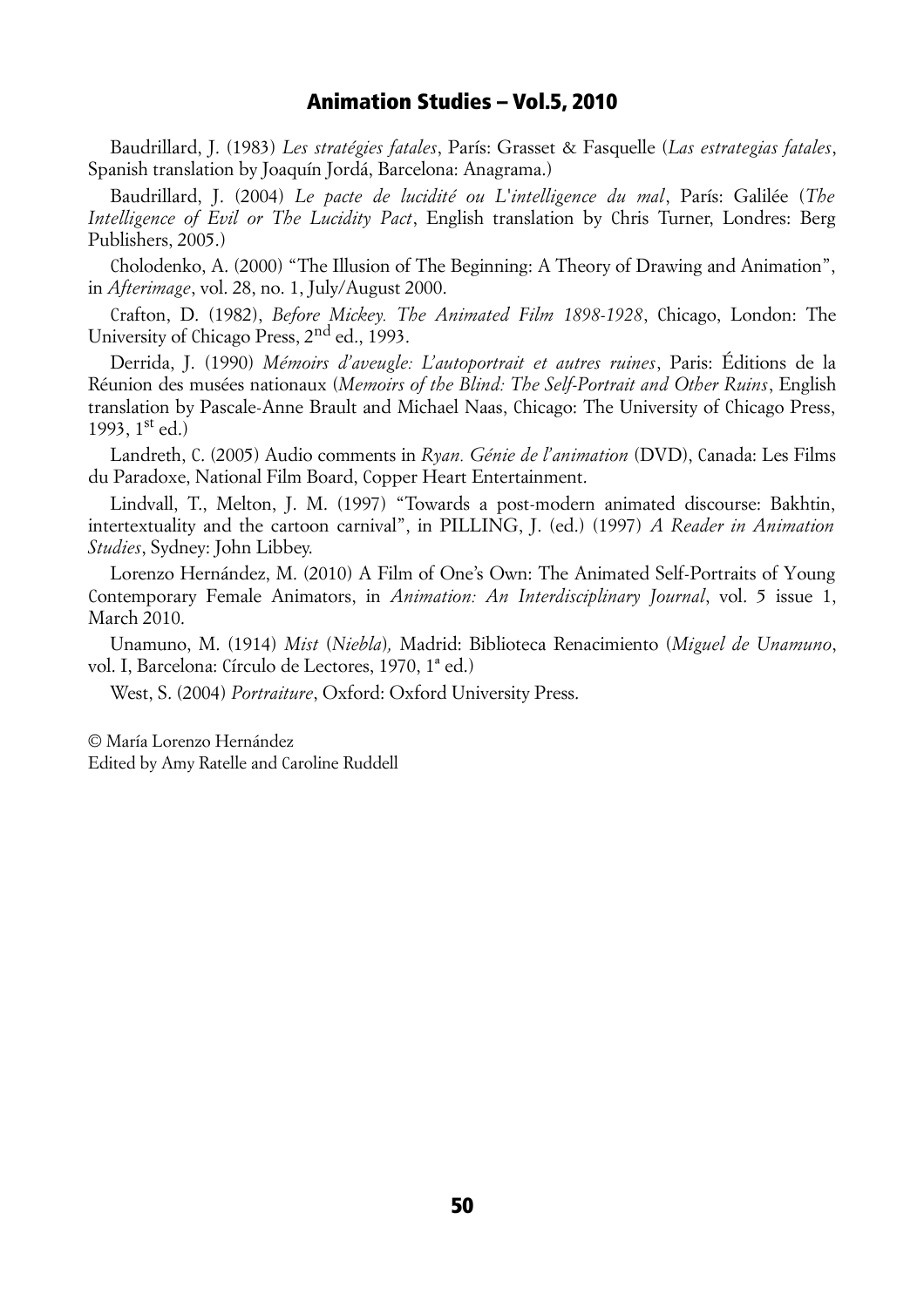Baudrillard, J. (1983) *Les stratégies fatales*, París: Grasset & Fasquelle (*Las estrategias fatales*, Spanish translation by Joaquín Jordá, Barcelona: Anagrama.)

Baudrillard, J. (2004) *Le pacte de lucidité ou L'intelligence du mal*, París: Galilée (*The Intelligence of Evil or The Lucidity Pact*, English translation by Chris Turner, Londres: Berg Publishers, 2005.)

Cholodenko, A. (2000) "The Illusion of The Beginning: A Theory of Drawing and Animation", in *Afterimage*, vol. 28, no. 1, July/August 2000.

Crafton, D. (1982), *Before Mickey. The Animated Film 1898-1928*, Chicago, London: The University of Chicago Press, 2nd ed., 1993.

Derrida, J. (1990) *Mémoirs d'aveugle: L'autoportrait et autres ruines*, Paris: Éditions de la Réunion des musées nationaux (*Memoirs of the Blind: The Self-Portrait and Other Ruins*, English translation by Pascale-Anne Brault and Michael Naas, Chicago: The University of Chicago Press, 1993, 1st ed.)

Landreth, C. (2005) Audio comments in *Ryan. Génie de l'animation* (DVD), Canada: Les Films du Paradoxe, National Film Board, Copper Heart Entertainment.

Lindvall, T., Melton, J. M. (1997) "Towards a post-modern animated discourse: Bakhtin, intertextuality and the cartoon carnival", in PILLING, J. (ed.) (1997) *A Reader in Animation Studies*, Sydney: John Libbey.

Lorenzo Hernández, M. (2010) A Film of One's Own: The Animated Self-Portraits of Young Contemporary Female Animators, in *Animation: An Interdisciplinary Journal*, vol. 5 issue 1, March 2010.

Unamuno, M. (1914) *Mist* (*Niebla*), Madrid: Biblioteca Renacimiento (*Miguel de Unamuno*, vol. I, Barcelona: Círculo de Lectores, 1970, 1ª ed.)

West, S. (2004) *Portraiture*, Oxford: Oxford University Press.

© María Lorenzo Hernández
Edited by Amy Ratelle and Caroline Ruddell